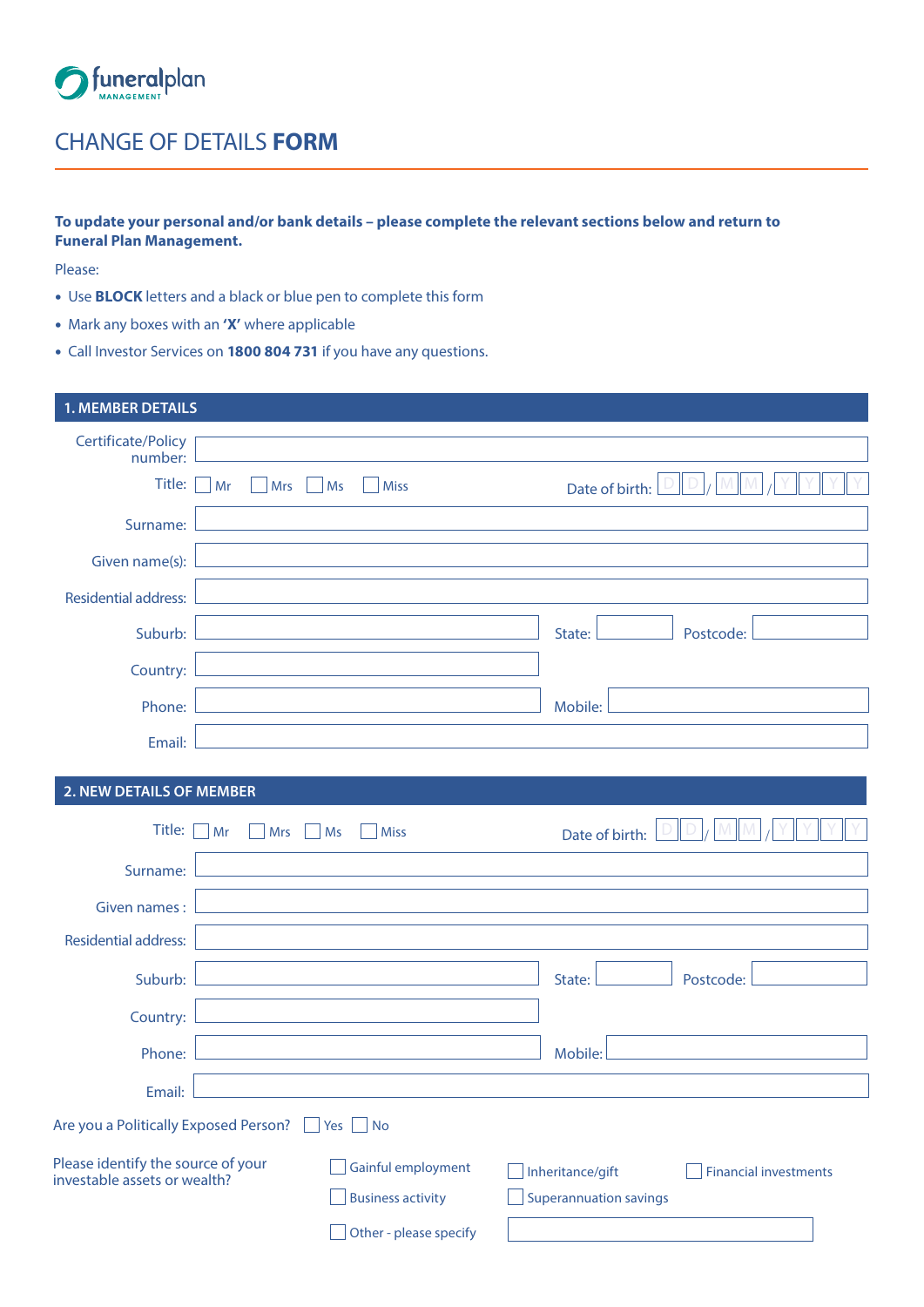funeralplan MANAGEMENT

# CHANGE OF DETAILS **FORM**

**To update your personal and/or bank details – please complete the relevant sections below and return to Funeral Plan Management.**

Please:

- Use **BLOCK** letters and a black or blue pen to complete this form
- Mark any boxes with an **'X'** where applicable
- Call Investor Services on **1800 804 731** if you have any questions.

## 1. MEMBER DETAILS

Certificate/Policy number:

Title: ☐ Mr ☐ Mrs ☐ Ms ☐ Miss Date of birth: DD / MM / YYYY

Surname:

Given name(s):

Residential address:

Suburb: State: Postcode:

Country:

Phone: Mobile:

Email:

## 2. NEW DETAILS OF MEMBER

Title: ☐ Mr ☐ Mrs ☐ Ms ☐ Miss Date of birth: DD / MM / YYYY

Surname:

Given names :

Residential address:

Suburb: State: Postcode:

Country:

Phone: Mobile:

Email:

Are you a Politically Exposed Person? ☐ Yes ☐ No

Please identify the source of your investable assets or wealth?

☐ Gainful employment ☐ Inheritance/gift ☐ Financial investments

☐ Business activity ☐ Superannuation savings

☐ Other - please specify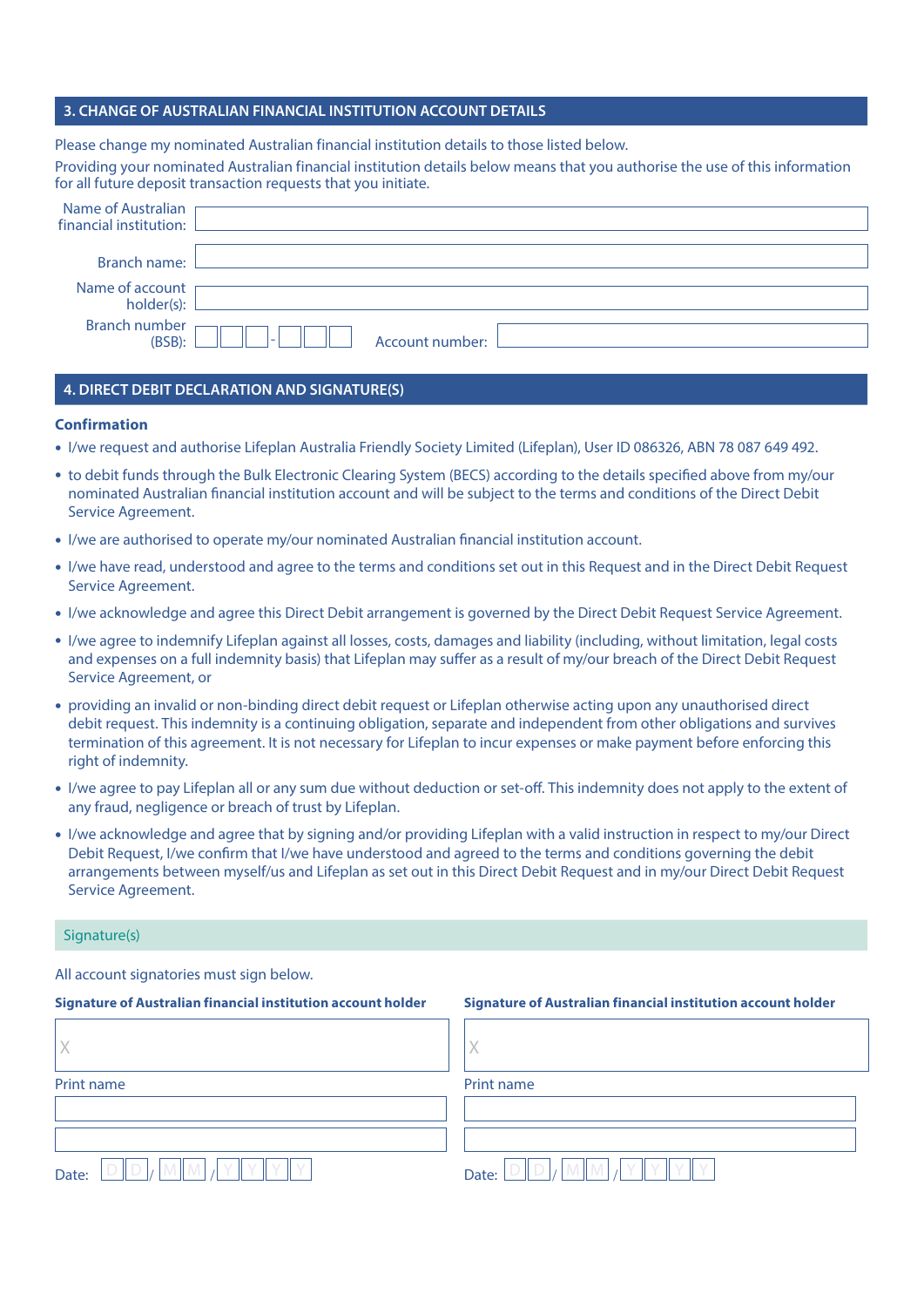## 3. CHANGE OF AUSTRALIAN FINANCIAL INSTITUTION ACCOUNT DETAILS

Please change my nominated Australian financial institution details to those listed below.

Providing your nominated Australian financial institution details below means that you authorise the use of this information for all future deposit transaction requests that you initiate.

Name of Australian financial institution: ____________________

Branch name: ____________________

Name of account holder(s): ____________________

Branch number (BSB): ☐☐☐-☐☐☐ Account number: ____________________

## 4. DIRECT DEBIT DECLARATION AND SIGNATURE(S)

**Confirmation**

- I/we request and authorise Lifeplan Australia Friendly Society Limited (Lifeplan), User ID 086326, ABN 78 087 649 492.
- to debit funds through the Bulk Electronic Clearing System (BECS) according to the details specified above from my/our nominated Australian financial institution account and will be subject to the terms and conditions of the Direct Debit Service Agreement.
- I/we are authorised to operate my/our nominated Australian financial institution account.
- I/we have read, understood and agree to the terms and conditions set out in this Request and in the Direct Debit Request Service Agreement.
- I/we acknowledge and agree this Direct Debit arrangement is governed by the Direct Debit Request Service Agreement.
- I/we agree to indemnify Lifeplan against all losses, costs, damages and liability (including, without limitation, legal costs and expenses on a full indemnity basis) that Lifeplan may suffer as a result of my/our breach of the Direct Debit Request Service Agreement, or
- providing an invalid or non-binding direct debit request or Lifeplan otherwise acting upon any unauthorised direct debit request. This indemnity is a continuing obligation, separate and independent from other obligations and survives termination of this agreement. It is not necessary for Lifeplan to incur expenses or make payment before enforcing this right of indemnity.
- I/we agree to pay Lifeplan all or any sum due without deduction or set-off. This indemnity does not apply to the extent of any fraud, negligence or breach of trust by Lifeplan.
- I/we acknowledge and agree that by signing and/or providing Lifeplan with a valid instruction in respect to my/our Direct Debit Request, I/we confirm that I/we have understood and agreed to the terms and conditions governing the debit arrangements between myself/us and Lifeplan as set out in this Direct Debit Request and in my/our Direct Debit Request Service Agreement.

### Signature(s)

All account signatories must sign below.

**Signature of Australian financial institution account holder**

X ____________________

Print name

____________________

____________________

Date: DD / MM / YYYY

**Signature of Australian financial institution account holder**

X ____________________

Print name

____________________

____________________

Date: DD / MM / YYYY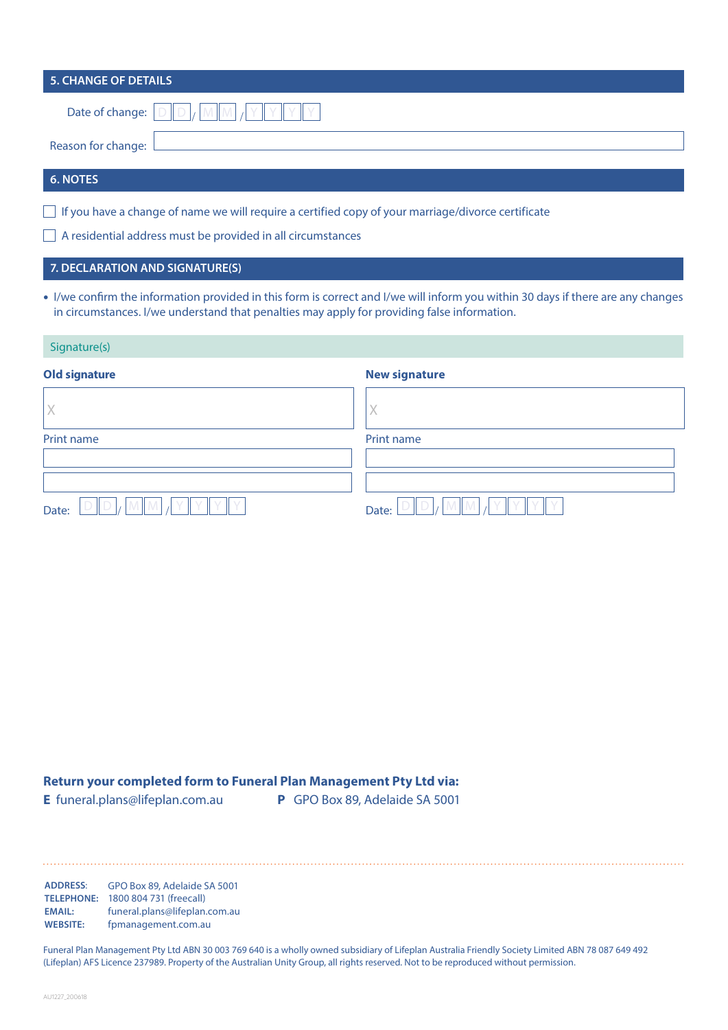## 5. CHANGE OF DETAILS

Date of change: D D / M M / Y Y Y Y

Reason for change:

## 6. NOTES

☐ If you have a change of name we will require a certified copy of your marriage/divorce certificate

☐ A residential address must be provided in all circumstances

## 7. DECLARATION AND SIGNATURE(S)

- I/we confirm the information provided in this form is correct and I/we will inform you within 30 days if there are any changes in circumstances. I/we understand that penalties may apply for providing false information.

### Signature(s)

| **Old signature** | **New signature** |
|---|---|
| X | X |
| Print name | Print name |
| | |
| | |
| Date: D D / M M / Y Y Y Y | Date: D D / M M / Y Y Y Y |

**Return your completed form to Funeral Plan Management Pty Ltd via:**

**E** funeral.plans@lifeplan.com.au **P** GPO Box 89, Adelaide SA 5001

**ADDRESS:** GPO Box 89, Adelaide SA 5001
**TELEPHONE:** 1800 804 731 (freecall)
**EMAIL:** funeral.plans@lifeplan.com.au
**WEBSITE:** fpmanagement.com.au

Funeral Plan Management Pty Ltd ABN 30 003 769 640 is a wholly owned subsidiary of Lifeplan Australia Friendly Society Limited ABN 78 087 649 492 (Lifeplan) AFS Licence 237989. Property of the Australian Unity Group, all rights reserved. Not to be reproduced without permission.

AU1227_200618